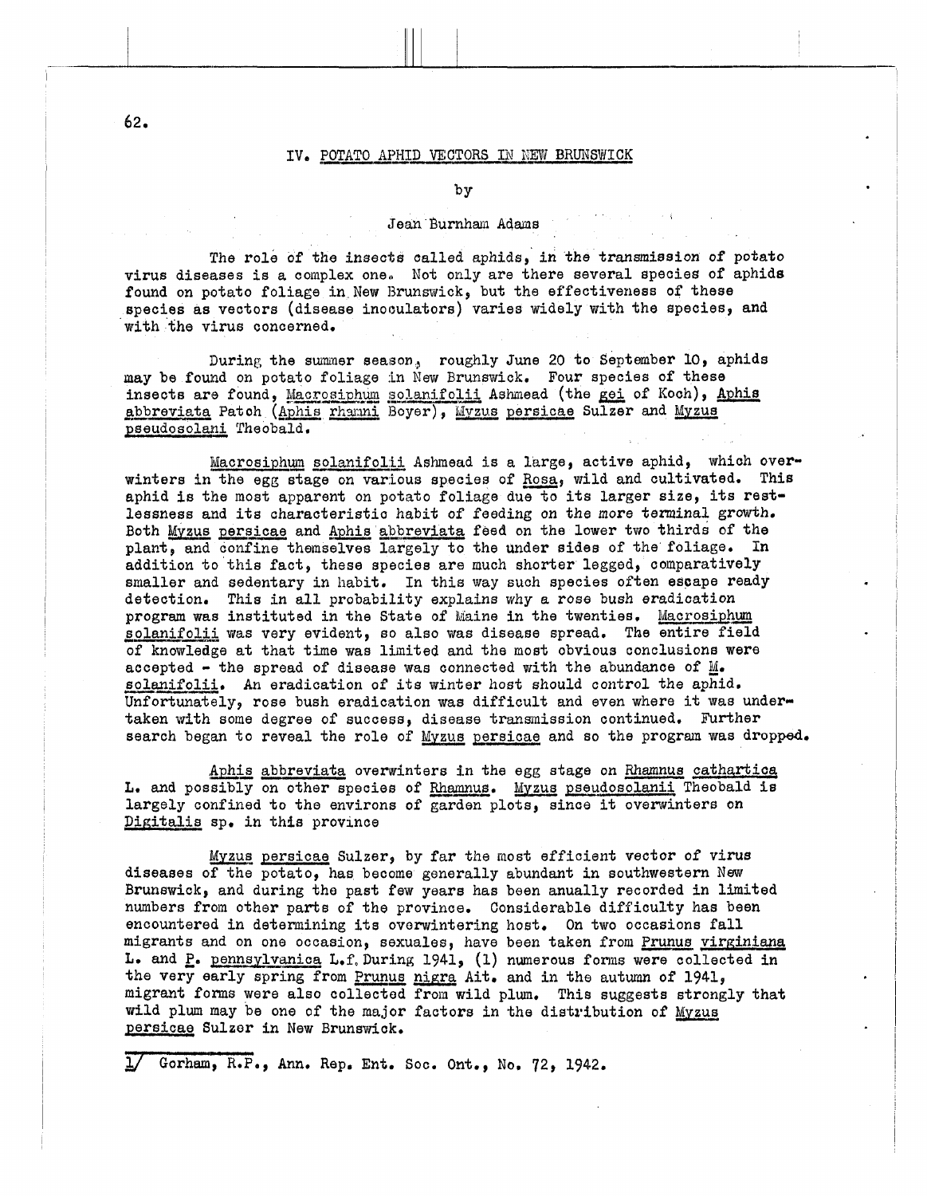## IV. POTATO APHID VECTORS IN NEW BRUNSWICK

by

Jean Burnham Adams

The role of the insects called aphids, in the transmission of potato virus diseases is a complex one. Not only are there several species of aphids found on potato foliage in New Brunswick, but the effectiveness of these species as vectors (disease inoculators) varies widely with the species, and with the virus concerned.

During the summer season, roughly June 20 to September 10, aphids may be found on potato foliage in New Brunswick. Four species of these insects are found, Macrosiphum solanifolii Ashmead (the gei of Koch), Aphis abbreviata Patch (Aphis rhamni Boyer), Myzus persicae Sulzer and Myzus pseudosolani Theobald.

Macrosiphum solanifolii Ashmead is a large, active aphid, which overwinters in the egg stage on various species of Rosa, wild and cultivated. This aphid is the most apparent on potato foliage due to its larger size, its restlessness and its characteristic habit of feeding on the more terminal growth. Both Myzus persicae and Aphis abbreviata feed on the lower two thirds of the plant, and confine themselves largely to the under sides of the foliage. In addition to this fact, these species are much shorter legged, comparatively smaller and sedentary in habit. In this way such species often escape ready detection. This in all probability explains why a rose bush eradication program was instituted in the State of Maine in the twenties. Macrosiphum solanifolii was very evident, so also was disease spread. The entire field of knowledge at that time was limited and the most obvious conclusions were accepted - the spread of disease was connected with the abundance of M. solanifolii. An eradication of its winter host should control the aphid. Unfortunately, rose bush eradication was difficult and even where it was undertaken with some degree of success, disease transmission continued. Further search began to reveal the role of Myzus persicae and so the program was dropped.

Aphis abbreviata overwinters in the egg stage on Rhamnus cathartica L. and possibly on other species of Rhamnus. Myzus pseudosolanii Theobald is largely confined to the environs of garden plots, since it overwinters on Digitalis sp. in this province

Myzus persicae Sulzer, by far the most efficient vector of virus diseases of the potato, has become generally abundant in southwestern New Brunswick, and during the past few years has been anually recorded in limited numbers from other parts of the province. Considerable difficulty has been encountered in determining its overwintering host. On two occasions fall migrants and on one occasion, sexuales, have been taken from Prunus virginiana L. and P. pennsylvanica L.f. During 1941, (1) numerous forms were collected in the very early spring from Prunus nigra Ait. and in the autumn of 1941, migrant forms were also collected from wild plum. This suggests strongly that wild plum may be one of the major factors in the distribution of Myzus persicae Sulzer in New Brunswick.

1/ Gorham, R.P., Ann. Rep. Ent. Soc. Ont., No. 72, 1942.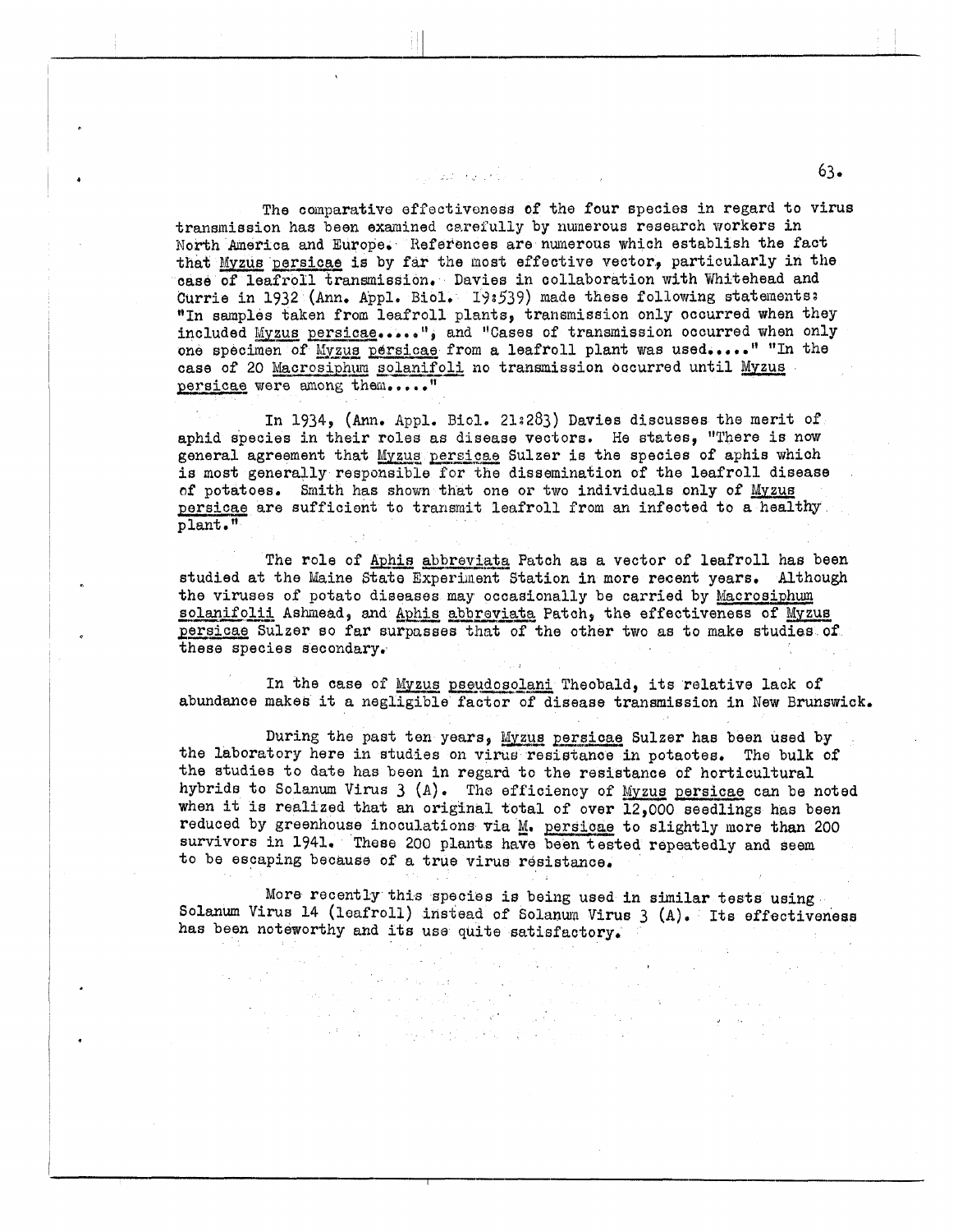The comparative effectiveness of the four species in regard to virus transmission has been examined carefully by numerous research workers in North America and Europe. References are numerous which establish the fact that Myzus persicae is by far the most effective vector, particularly in the case of leafroll transmission. Davies in collaboration with Whitehead and Currie in 1932 (Ann. Appl. Biol. 19:539) made these following statements: "In samples taken from leafroll plants, transmission only occurred when they included Myzus persicae.....", and "Cases of transmission occurred when only one specimen of Myzus persicae from a leafroll plant was used....." "In the case of 20 Macrosiphum solanifoli no transmission occurred until Myzus persicae were among them....."

In 1934, (Ann. Appl. Biol. 21:283) Davies discusses the merit of aphid species in their roles as disease vectors. He states, "There is now general agreement that Myzus persicae Sulzer is the species of aphis which is most generally responsible for the dissemination of the leafroll disease of potatoes. Smith has shown that one or two individuals only of Myzus persicae are sufficient to transmit leafroll from an infected to a healthy plant."

The role of Aphis abbreviata Patch as a vector of leafroll has been studied at the Maine State Experiment Station in more recent years. Although the viruses of potato diseases may occasionally be carried by Macrosiphum solanifolii Ashmead, and Aphis abbreviata Patch, the effectiveness of Myzus persicae Sulzer so far surpasses that of the other two as to make studies of these species secondary.

In the case of Myzus pseudosolani Theobald, its relative lack of abundance makes it a negligible factor of disease transmission in New Brunswick.

During the past ten years, Myzus persicae Sulzer has been used by the laboratory here in studies on virus resistance in potaotes. The bulk of the studies to date has been in regard to the resistance of horticultural hybrids to Solanum Virus 3 (A). The efficiency of Myzus persicae can be noted when it is realized that an original total of over 12,000 seedlings has been reduced by greenhouse inoculations via M. persicae to slightly more than 200 survivors in 1941. These 200 plants have been tested repeatedly and seem to be escaping because of a true virus resistance.

More recently this species is being used in similar tests using Solanum Virus 14 (leafroll) instead of Solanum Virus 3 (A). Its effectiveness has been noteworthy and its use quite satisfactory.